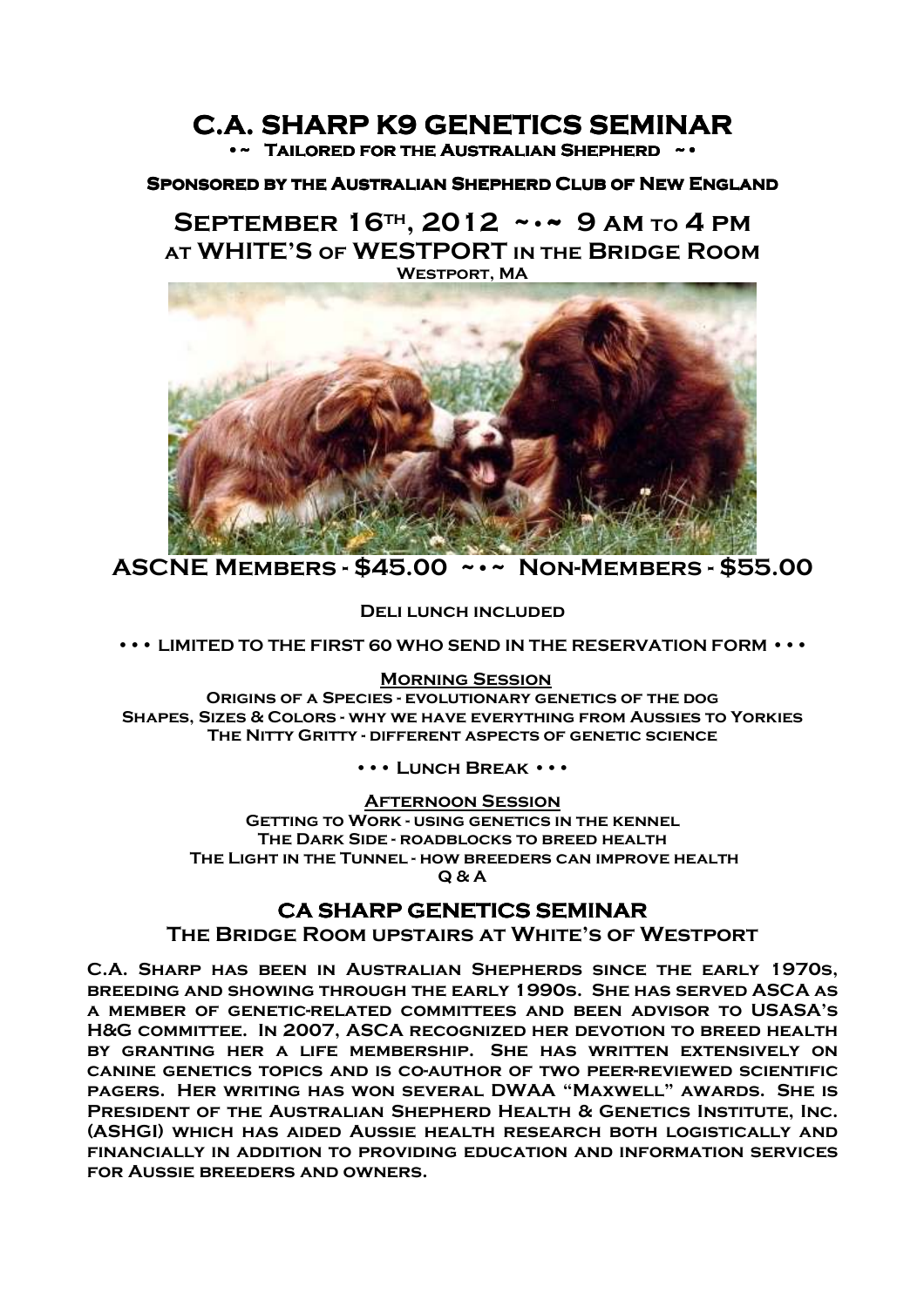# C.A. Sharp K9 Genetics Seminar

**•~ Tailored for the Australian Shepherd ~•**

**Sponsored by the Australian Shepherd Club of New England**

## September 16th, 2012 ~•~ 9 am to 4 pm
## at WHITE'S of WESTPORT in the Bridge Room

**Westport, MA**

## ASCNE Members - $45.00 ~•~ Non-Members - $55.00

**Deli lunch included**

**• • • limited to the first 60 who send in the reservation form • • •**

**Morning Session**

Origins of a Species - evolutionary genetics of the dog
Shapes, Sizes & Colors - why we have everything from Aussies to Yorkies
The Nitty Gritty - different aspects of genetic science

**• • • Lunch Break • • •**

**Afternoon Session**

Getting to Work - using genetics in the kennel
The Dark Side - roadblocks to breed health
The Light in the Tunnel - how breeders can improve health
Q & A

## CA Sharp Genetics Seminar

**The Bridge Room upstairs at White's of Westport**

**C.A. Sharp has been in Australian Shepherds since the early 1970s, breeding and showing through the early 1990s. She has served ASCA as a member of genetic-related committees and been advisor to USASA's H&G committee. In 2007, ASCA recognized her devotion to breed health by granting her a life membership. She has written extensively on canine genetics topics and is co-author of two peer-reviewed scientific pagers. Her writing has won several DWAA "Maxwell" awards. She is President of the Australian Shepherd Health & Genetics Institute, Inc. (ASHGI) which has aided Aussie health research both logistically and financially in addition to providing education and information services for Aussie breeders and owners.**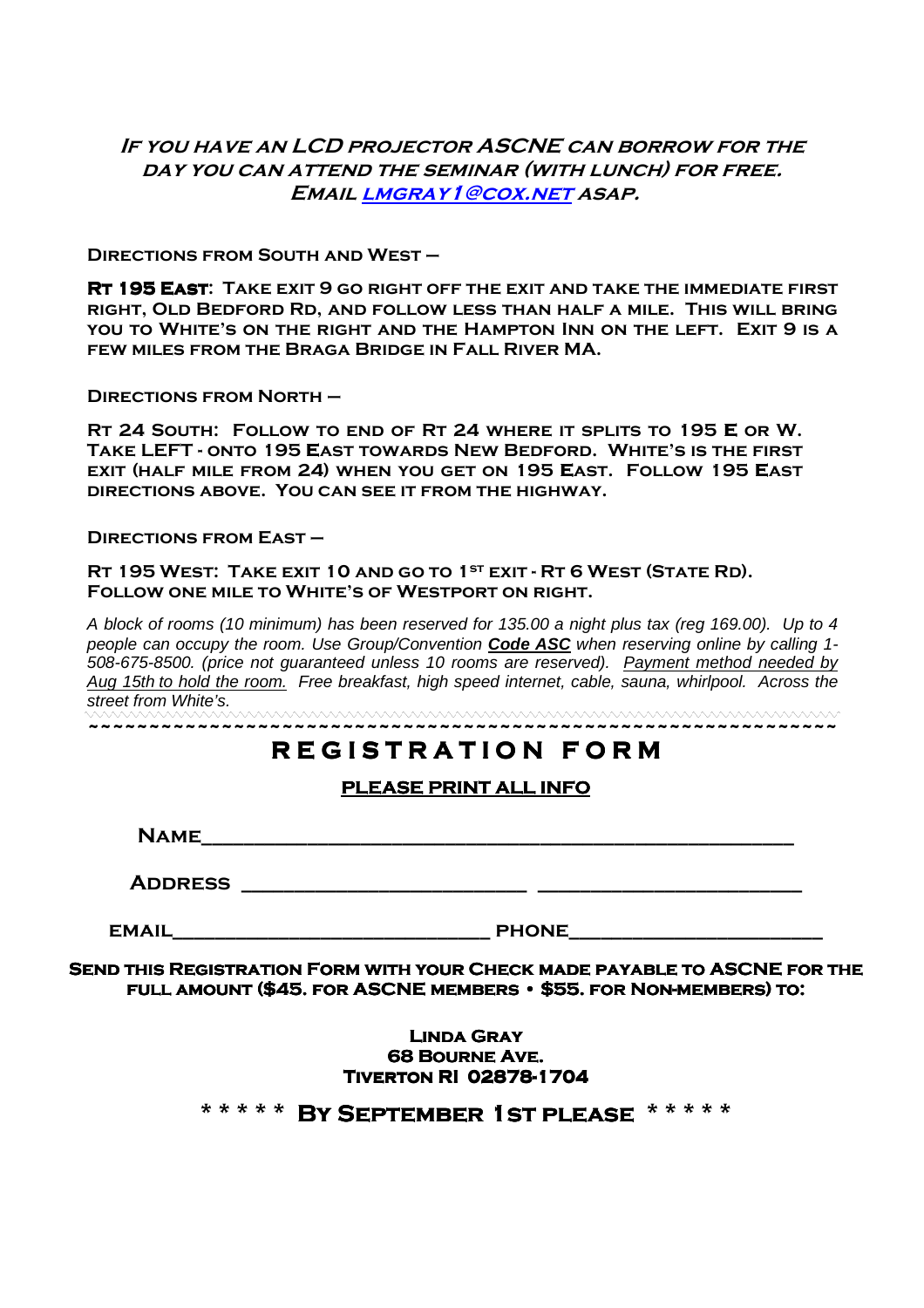***If you have an LCD projector ASCNE can borrow for the day you can attend the seminar (with lunch) for free. Email [lmgray1@cox.net](mailto:lmgray1@cox.net) ASAP.***

**Directions from South and West –**

**Rt 195 East: Take exit 9 go right off the exit and take the immediate first right, Old Bedford Rd, and follow less than half a mile. This will bring you to White's on the right and the Hampton Inn on the left. Exit 9 is a few miles from the Braga Bridge in Fall River MA.**

**Directions from North –**

**Rt 24 South: Follow to end of Rt 24 where it splits to 195 E or W. Take LEFT - onto 195 East towards New Bedford. White's is the first exit (half mile from 24) when you get on 195 East. Follow 195 East directions above. You can see it from the highway.**

**Directions from East –**

**Rt 195 West: Take exit 10 and go to 1st exit - Rt 6 West (State Rd). Follow one mile to White's of Westport on right.**

*A block of rooms (10 minimum) has been reserved for 135.00 a night plus tax (reg 169.00). Up to 4 people can occupy the room. Use Group/Convention* ***Code ASC*** *when reserving online by calling 1-508-675-8500. (price not guaranteed unless 10 rooms are reserved). Payment method needed by Aug 15th to hold the room. Free breakfast, high speed internet, cable, sauna, whirlpool. Across the street from White's.*

~~~~~~~~~~~~~~~~~~~~~~~~~~~~~~~~~~~~~~~~~~~~~~~~~~~~~~~~~~~~~~~~

# REGISTRATION FORM

**PLEASE PRINT ALL INFO**

**Name**_____________________________________________________

**Address** _________________________ _______________________

**EMAIL**____________________________ **PHONE**______________________

**Send this Registration Form with your Check made payable to ASCNE for the full amount ($45. for ASCNE members • $55. for Non-members) to:**

**Linda Gray**
**68 Bourne Ave.**
**Tiverton RI 02878-1704**

**\* \* \* \* \* By September 1st please \* \* \* \* \***